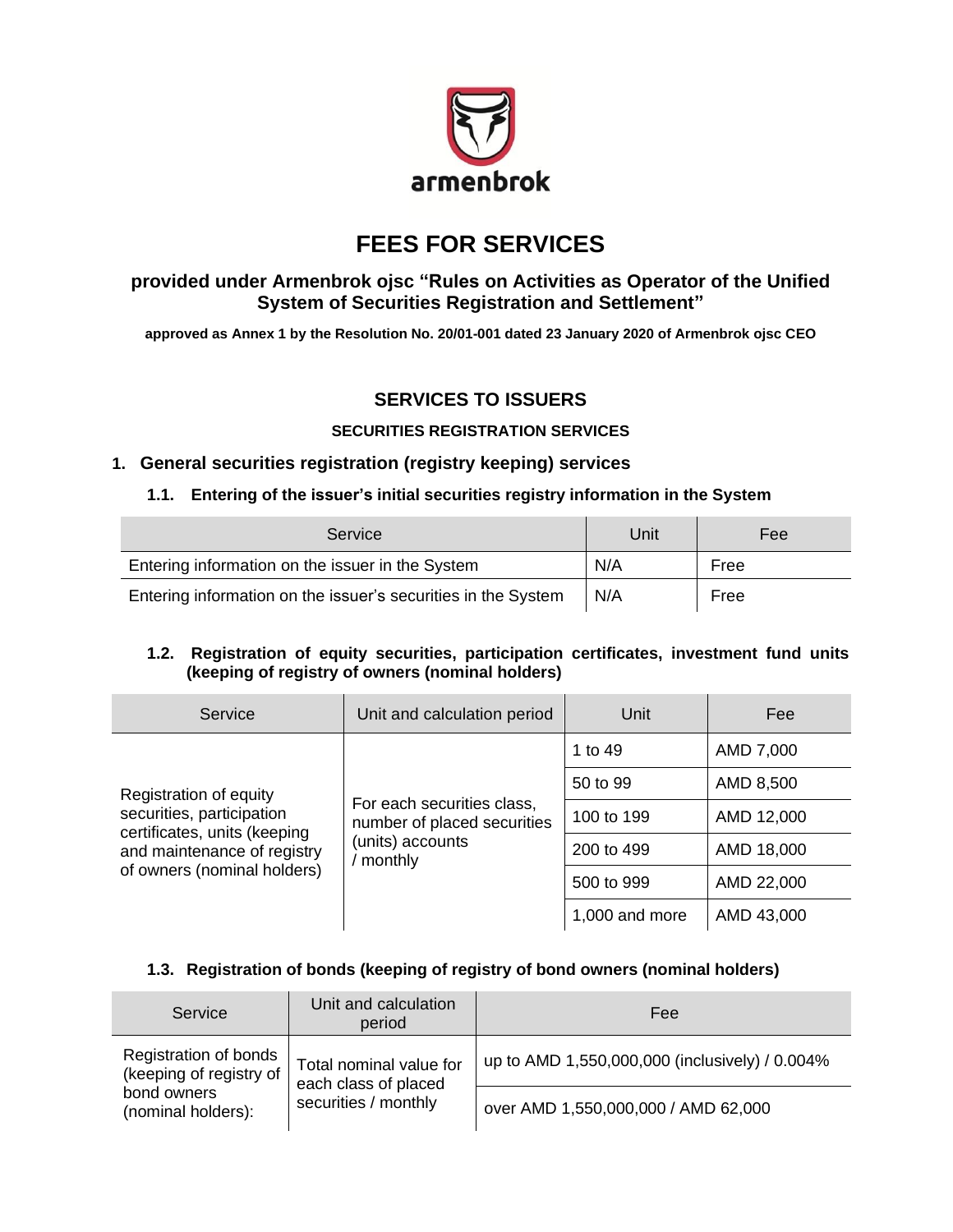armenbrok

# FEES FOR SERVICES

## provided under Armenbrok ojsc "Rules on Activities as Operator of the Unified System of Securities Registration and Settlement"

**approved as Annex 1 by the Resolution No. 20/01-001 dated 23 January 2020 of Armenbrok ojsc CEO**

## SERVICES TO ISSUERS

### SECURITIES REGISTRATION SERVICES

### 1. General securities registration (registry keeping) services

#### 1.1. Entering of the issuer's initial securities registry information in the System

| Service | Unit | Fee |
|---|---|---|
| Entering information on the issuer in the System | N/A | Free |
| Entering information on the issuer's securities in the System | N/A | Free |

#### 1.2. Registration of equity securities, participation certificates, investment fund units (keeping of registry of owners (nominal holders)

| Service | Unit and calculation period | Unit | Fee |
|---|---|---|---|
| Registration of equity securities, participation certificates, units (keeping and maintenance of registry of owners (nominal holders) | For each securities class, number of placed securities (units) accounts / monthly | 1 to 49 | AMD 7,000 |
| | | 50 to 99 | AMD 8,500 |
| | | 100 to 199 | AMD 12,000 |
| | | 200 to 499 | AMD 18,000 |
| | | 500 to 999 | AMD 22,000 |
| | | 1,000 and more | AMD 43,000 |

#### 1.3. Registration of bonds (keeping of registry of bond owners (nominal holders)

| Service | Unit and calculation period | Fee |
|---|---|---|
| Registration of bonds (keeping of registry of bond owners (nominal holders): | Total nominal value for each class of placed securities / monthly | up to AMD 1,550,000,000 (inclusively) / 0.004% |
| | | over AMD 1,550,000,000 / AMD 62,000 |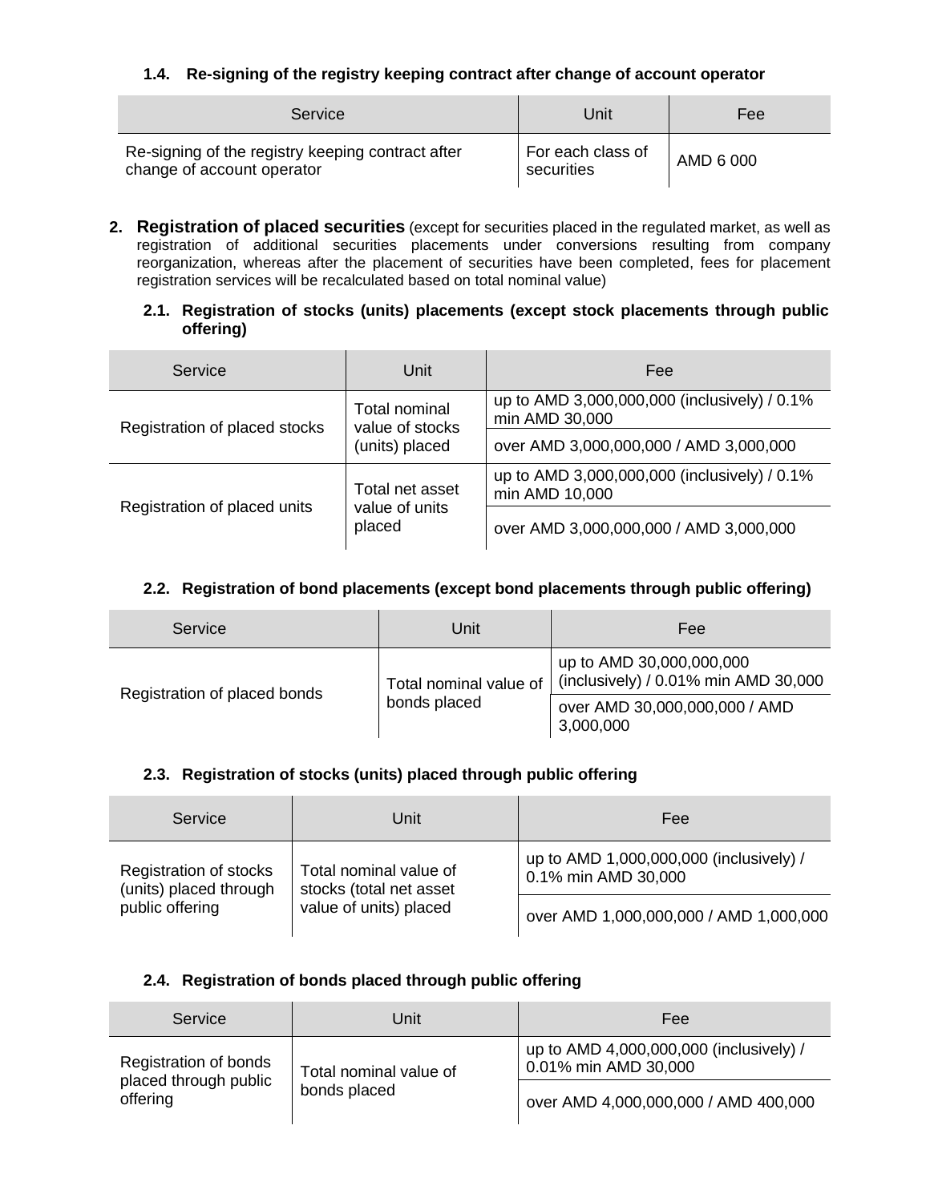#### 1.4. Re-signing of the registry keeping contract after change of account operator

| Service | Unit | Fee |
|---|---|---|
| Re-signing of the registry keeping contract after change of account operator | For each class of securities | AMD 6 000 |

## 2. Registration of placed securities (except for securities placed in the regulated market, as well as registration of additional securities placements under conversions resulting from company reorganization, whereas after the placement of securities have been completed, fees for placement registration services will be recalculated based on total nominal value)

#### 2.1. Registration of stocks (units) placements (except stock placements through public offering)

| Service | Unit | Fee |
|---|---|---|
| Registration of placed stocks | Total nominal value of stocks (units) placed | up to AMD 3,000,000,000 (inclusively) / 0.1% min AMD 30,000 |
| | | over AMD 3,000,000,000 / AMD 3,000,000 |
| Registration of placed units | Total net asset value of units placed | up to AMD 3,000,000,000 (inclusively) / 0.1% min AMD 10,000 |
| | | over AMD 3,000,000,000 / AMD 3,000,000 |

#### 2.2. Registration of bond placements (except bond placements through public offering)

| Service | Unit | Fee |
|---|---|---|
| Registration of placed bonds | Total nominal value of bonds placed | up to AMD 30,000,000,000 (inclusively) / 0.01% min AMD 30,000 |
| | | over AMD 30,000,000,000 / AMD 3,000,000 |

#### 2.3. Registration of stocks (units) placed through public offering

| Service | Unit | Fee |
|---|---|---|
| Registration of stocks (units) placed through public offering | Total nominal value of stocks (total net asset value of units) placed | up to AMD 1,000,000,000 (inclusively) / 0.1% min AMD 30,000 |
| | | over AMD 1,000,000,000 / AMD 1,000,000 |

#### 2.4. Registration of bonds placed through public offering

| Service | Unit | Fee |
|---|---|---|
| Registration of bonds placed through public offering | Total nominal value of bonds placed | up to AMD 4,000,000,000 (inclusively) / 0.01% min AMD 30,000 |
| | | over AMD 4,000,000,000 / AMD 400,000 |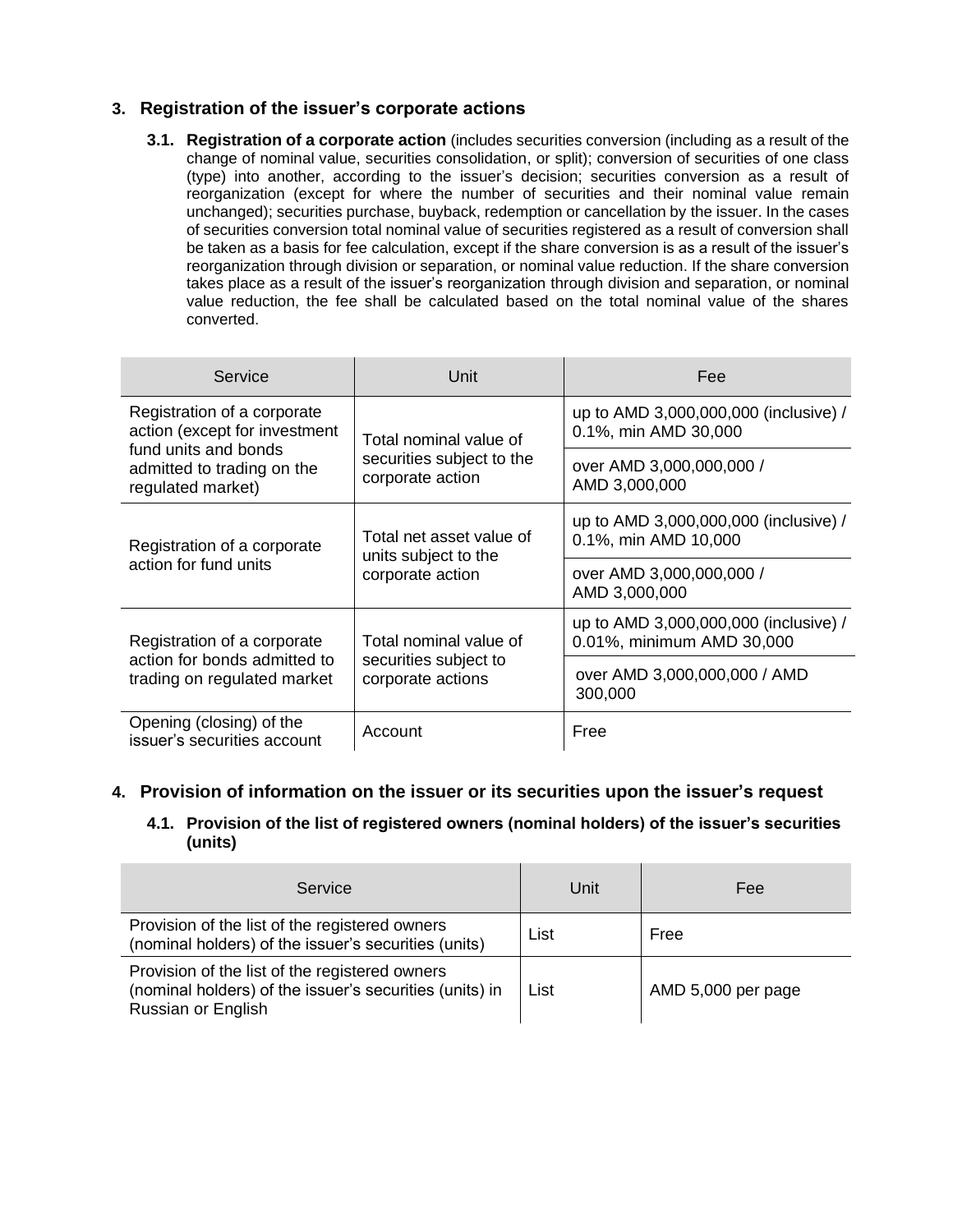## 3. Registration of the issuer's corporate actions

**3.1. Registration of a corporate action** (includes securities conversion (including as a result of the change of nominal value, securities consolidation, or split); conversion of securities of one class (type) into another, according to the issuer's decision; securities conversion as a result of reorganization (except for where the number of securities and their nominal value remain unchanged); securities purchase, buyback, redemption or cancellation by the issuer. In the cases of securities conversion total nominal value of securities registered as a result of conversion shall be taken as a basis for fee calculation, except if the share conversion is as a result of the issuer's reorganization through division or separation, or nominal value reduction. If the share conversion takes place as a result of the issuer's reorganization through division and separation, or nominal value reduction, the fee shall be calculated based on the total nominal value of the shares converted.

| Service | Unit | Fee |
|---|---|---|
| Registration of a corporate action (except for investment fund units and bonds admitted to trading on the regulated market) | Total nominal value of securities subject to the corporate action | up to AMD 3,000,000,000 (inclusive) / 0.1%, min AMD 30,000 |
| | | over AMD 3,000,000,000 / AMD 3,000,000 |
| Registration of a corporate action for fund units | Total net asset value of units subject to the corporate action | up to AMD 3,000,000,000 (inclusive) / 0.1%, min AMD 10,000 |
| | | over AMD 3,000,000,000 / AMD 3,000,000 |
| Registration of a corporate action for bonds admitted to trading on regulated market | Total nominal value of securities subject to corporate actions | up to AMD 3,000,000,000 (inclusive) / 0.01%, minimum AMD 30,000 |
| | | over AMD 3,000,000,000 / AMD 300,000 |
| Opening (closing) of the issuer's securities account | Account | Free |

## 4. Provision of information on the issuer or its securities upon the issuer's request

**4.1. Provision of the list of registered owners (nominal holders) of the issuer's securities (units)**

| Service | Unit | Fee |
|---|---|---|
| Provision of the list of the registered owners (nominal holders) of the issuer's securities (units) | List | Free |
| Provision of the list of the registered owners (nominal holders) of the issuer's securities (units) in Russian or English | List | AMD 5,000 per page |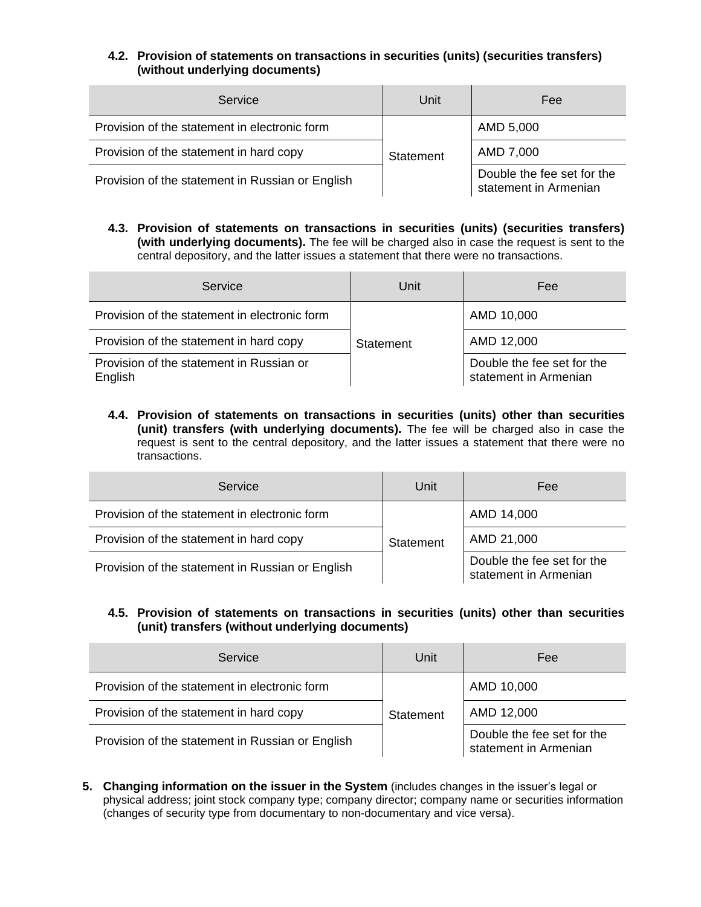**4.2. Provision of statements on transactions in securities (units) (securities transfers) (without underlying documents)**

| Service | Unit | Fee |
|---|---|---|
| Provision of the statement in electronic form | Statement | AMD 5,000 |
| Provision of the statement in hard copy | | AMD 7,000 |
| Provision of the statement in Russian or English | | Double the fee set for the statement in Armenian |

**4.3. Provision of statements on transactions in securities (units) (securities transfers) (with underlying documents).** The fee will be charged also in case the request is sent to the central depository, and the latter issues a statement that there were no transactions.

| Service | Unit | Fee |
|---|---|---|
| Provision of the statement in electronic form | Statement | AMD 10,000 |
| Provision of the statement in hard copy | | AMD 12,000 |
| Provision of the statement in Russian or English | | Double the fee set for the statement in Armenian |

**4.4. Provision of statements on transactions in securities (units) other than securities (unit) transfers (with underlying documents).** The fee will be charged also in case the request is sent to the central depository, and the latter issues a statement that there were no transactions.

| Service | Unit | Fee |
|---|---|---|
| Provision of the statement in electronic form | Statement | AMD 14,000 |
| Provision of the statement in hard copy | | AMD 21,000 |
| Provision of the statement in Russian or English | | Double the fee set for the statement in Armenian |

**4.5. Provision of statements on transactions in securities (units) other than securities (unit) transfers (without underlying documents)**

| Service | Unit | Fee |
|---|---|---|
| Provision of the statement in electronic form | Statement | AMD 10,000 |
| Provision of the statement in hard copy | | AMD 12,000 |
| Provision of the statement in Russian or English | | Double the fee set for the statement in Armenian |

**5. Changing information on the issuer in the System** (includes changes in the issuer's legal or physical address; joint stock company type; company director; company name or securities information (changes of security type from documentary to non-documentary and vice versa).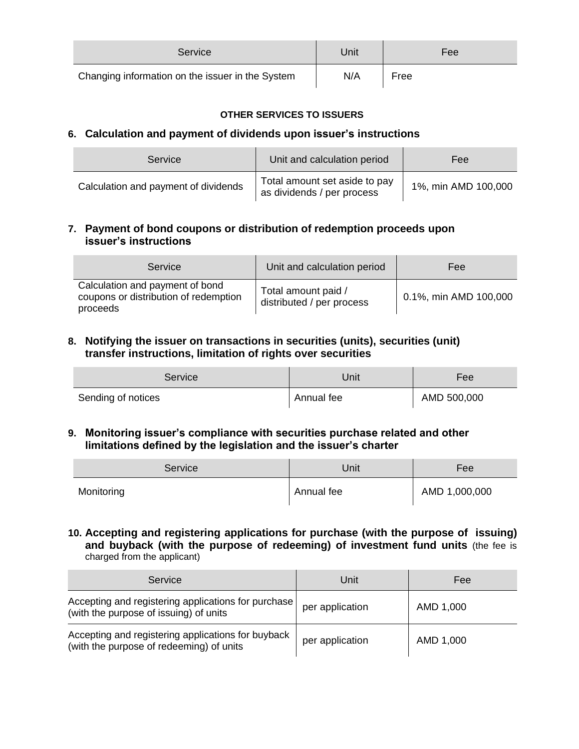| Service | Unit | Fee |
|---|---|---|
| Changing information on the issuer in the System | N/A | Free |

**OTHER SERVICES TO ISSUERS**

### 6. Calculation and payment of dividends upon issuer’s instructions

| Service | Unit and calculation period | Fee |
|---|---|---|
| Calculation and payment of dividends | Total amount set aside to pay as dividends / per process | 1%, min AMD 100,000 |

### 7. Payment of bond coupons or distribution of redemption proceeds upon issuer’s instructions

| Service | Unit and calculation period | Fee |
|---|---|---|
| Calculation and payment of bond coupons or distribution of redemption proceeds | Total amount paid / distributed / per process | 0.1%, min AMD 100,000 |

### 8. Notifying the issuer on transactions in securities (units), securities (unit) transfer instructions, limitation of rights over securities

| Service | Unit | Fee |
|---|---|---|
| Sending of notices | Annual fee | AMD 500,000 |

### 9. Monitoring issuer’s compliance with securities purchase related and other limitations defined by the legislation and the issuer’s charter

| Service | Unit | Fee |
|---|---|---|
| Monitoring | Annual fee | AMD 1,000,000 |

### 10. Accepting and registering applications for purchase (with the purpose of issuing) and buyback (with the purpose of redeeming) of investment fund units (the fee is charged from the applicant)

| Service | Unit | Fee |
|---|---|---|
| Accepting and registering applications for purchase (with the purpose of issuing) of units | per application | AMD 1,000 |
| Accepting and registering applications for buyback (with the purpose of redeeming) of units | per application | AMD 1,000 |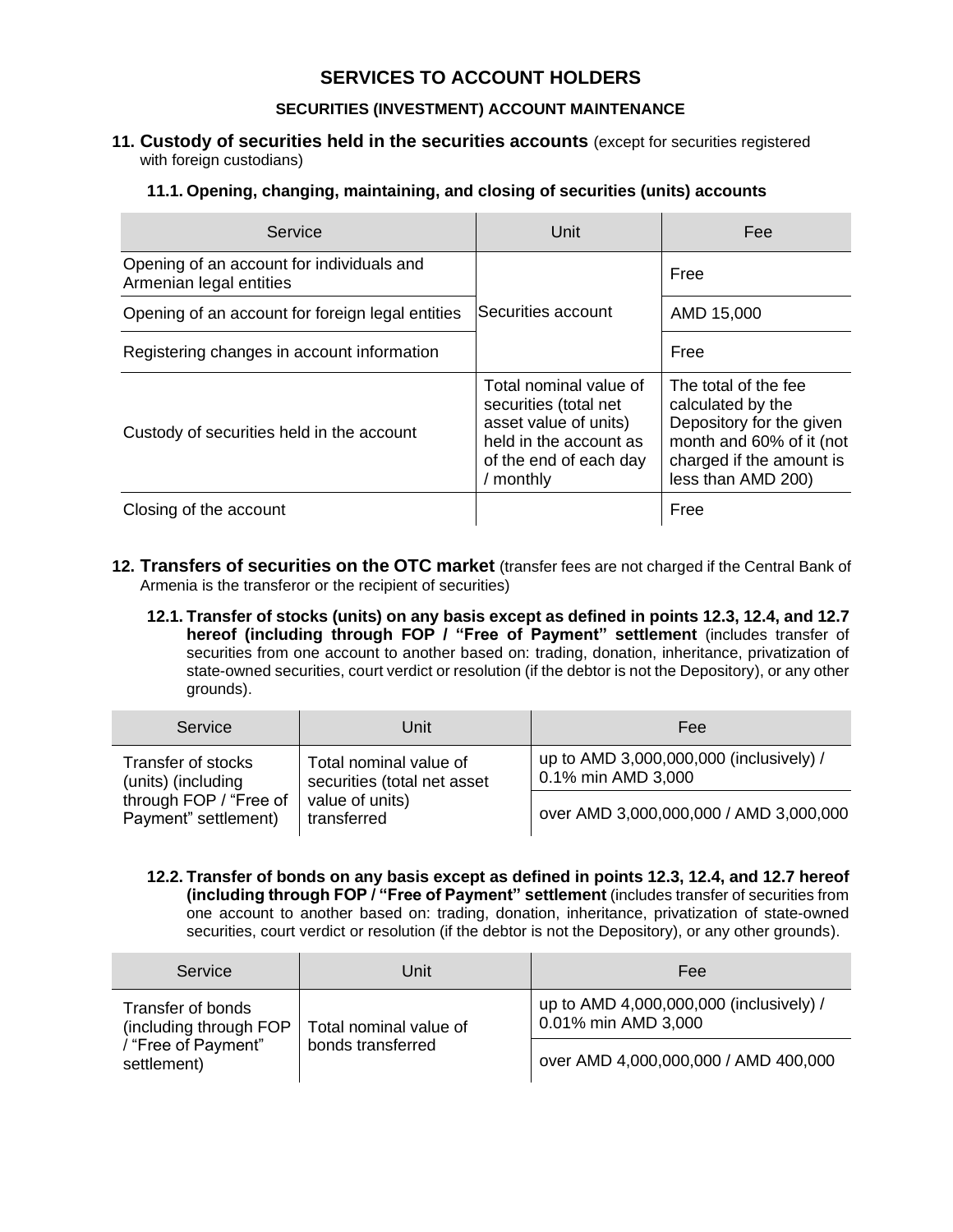# SERVICES TO ACCOUNT HOLDERS

## SECURITIES (INVESTMENT) ACCOUNT MAINTENANCE

### 11. Custody of securities held in the securities accounts (except for securities registered with foreign custodians)

#### 11.1. Opening, changing, maintaining, and closing of securities (units) accounts

| Service | Unit | Fee |
|---|---|---|
| Opening of an account for individuals and Armenian legal entities | Securities account | Free |
| Opening of an account for foreign legal entities | | AMD 15,000 |
| Registering changes in account information | | Free |
| Custody of securities held in the account | Total nominal value of securities (total net asset value of units) held in the account as of the end of each day / monthly | The total of the fee calculated by the Depository for the given month and 60% of it (not charged if the amount is less than AMD 200) |
| Closing of the account | | Free |

### 12. Transfers of securities on the OTC market (transfer fees are not charged if the Central Bank of Armenia is the transferor or the recipient of securities)

#### 12.1. Transfer of stocks (units) on any basis except as defined in points 12.3, 12.4, and 12.7 hereof (including through FOP / "Free of Payment" settlement (includes transfer of securities from one account to another based on: trading, donation, inheritance, privatization of state-owned securities, court verdict or resolution (if the debtor is not the Depository), or any other grounds).

| Service | Unit | Fee |
|---|---|---|
| Transfer of stocks (units) (including through FOP / "Free of Payment" settlement) | Total nominal value of securities (total net asset value of units) transferred | up to AMD 3,000,000,000 (inclusively) / 0.1% min AMD 3,000 |
| | | over AMD 3,000,000,000 / AMD 3,000,000 |

#### 12.2. Transfer of bonds on any basis except as defined in points 12.3, 12.4, and 12.7 hereof (including through FOP / "Free of Payment" settlement (includes transfer of securities from one account to another based on: trading, donation, inheritance, privatization of state-owned securities, court verdict or resolution (if the debtor is not the Depository), or any other grounds).

| Service | Unit | Fee |
|---|---|---|
| Transfer of bonds (including through FOP / "Free of Payment" settlement) | Total nominal value of bonds transferred | up to AMD 4,000,000,000 (inclusively) / 0.01% min AMD 3,000 |
| | | over AMD 4,000,000,000 / AMD 400,000 |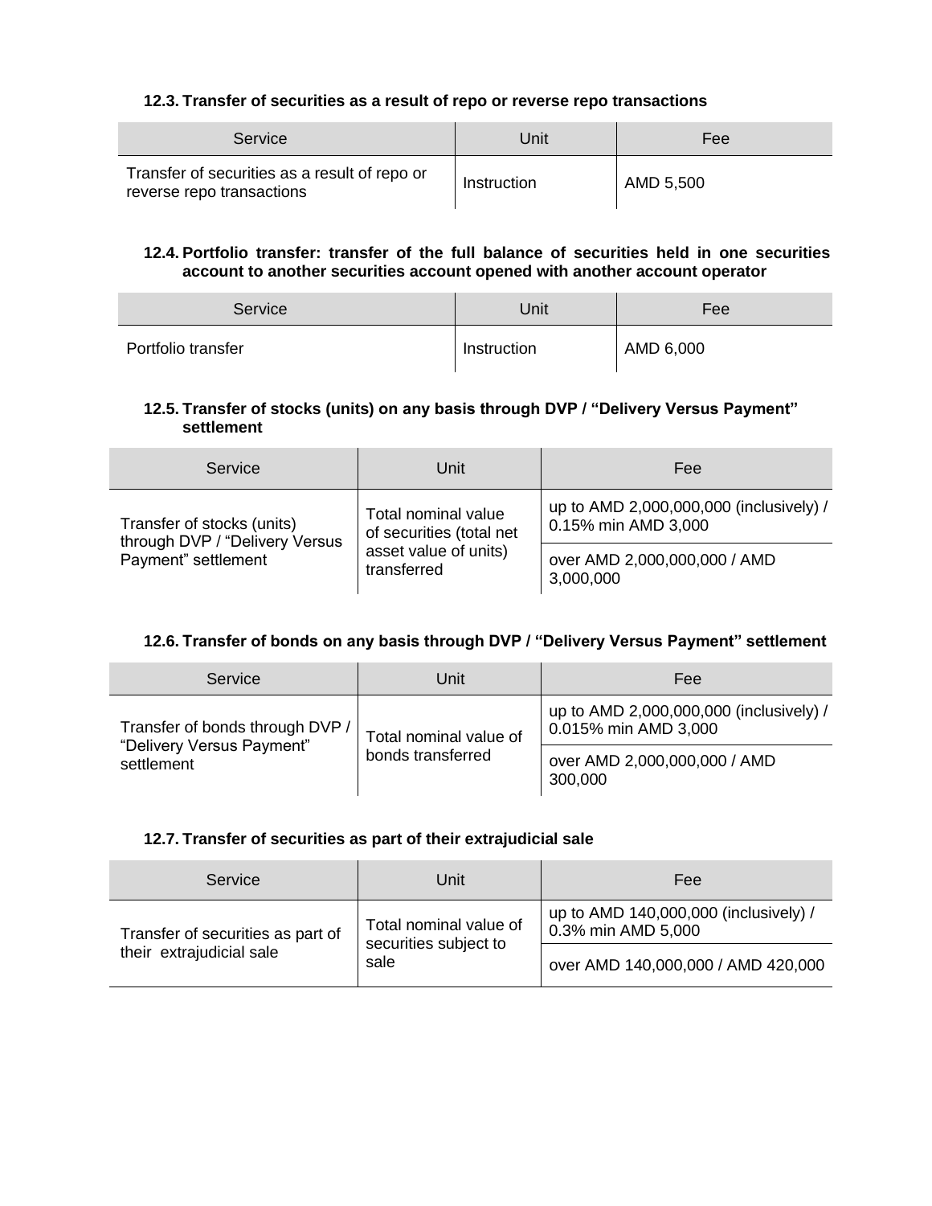#### 12.3. Transfer of securities as a result of repo or reverse repo transactions

| Service | Unit | Fee |
|---|---|---|
| Transfer of securities as a result of repo or reverse repo transactions | Instruction | AMD 5,500 |

#### 12.4. Portfolio transfer: transfer of the full balance of securities held in one securities account to another securities account opened with another account operator

| Service | Unit | Fee |
|---|---|---|
| Portfolio transfer | Instruction | AMD 6,000 |

#### 12.5. Transfer of stocks (units) on any basis through DVP / "Delivery Versus Payment" settlement

| Service | Unit | Fee |
|---|---|---|
| Transfer of stocks (units) through DVP / "Delivery Versus Payment" settlement | Total nominal value of securities (total net asset value of units) transferred | up to AMD 2,000,000,000 (inclusively) / 0.15% min AMD 3,000 |
| | | over AMD 2,000,000,000 / AMD 3,000,000 |

#### 12.6. Transfer of bonds on any basis through DVP / "Delivery Versus Payment" settlement

| Service | Unit | Fee |
|---|---|---|
| Transfer of bonds through DVP / "Delivery Versus Payment" settlement | Total nominal value of bonds transferred | up to AMD 2,000,000,000 (inclusively) / 0.015% min AMD 3,000 |
| | | over AMD 2,000,000,000 / AMD 300,000 |

#### 12.7. Transfer of securities as part of their extrajudicial sale

| Service | Unit | Fee |
|---|---|---|
| Transfer of securities as part of their extrajudicial sale | Total nominal value of securities subject to sale | up to AMD 140,000,000 (inclusively) / 0.3% min AMD 5,000 |
| | | over AMD 140,000,000 / AMD 420,000 |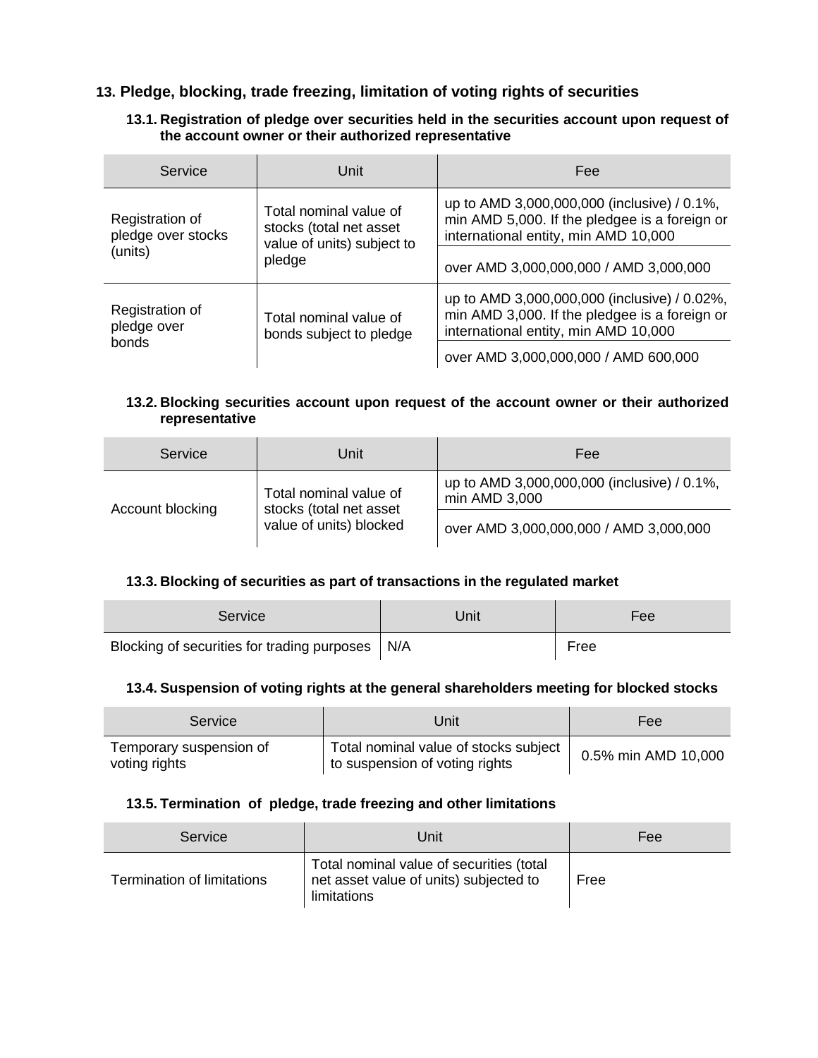## 13. Pledge, blocking, trade freezing, limitation of voting rights of securities

### 13.1. Registration of pledge over securities held in the securities account upon request of the account owner or their authorized representative

| Service | Unit | Fee |
|---|---|---|
| Registration of pledge over stocks (units) | Total nominal value of stocks (total net asset value of units) subject to pledge | up to AMD 3,000,000,000 (inclusive) / 0.1%, min AMD 5,000. If the pledgee is a foreign or international entity, min AMD 10,000 |
| | | over AMD 3,000,000,000 / AMD 3,000,000 |
| Registration of pledge over bonds | Total nominal value of bonds subject to pledge | up to AMD 3,000,000,000 (inclusive) / 0.02%, min AMD 3,000. If the pledgee is a foreign or international entity, min AMD 10,000 |
| | | over AMD 3,000,000,000 / AMD 600,000 |

### 13.2. Blocking securities account upon request of the account owner or their authorized representative

| Service | Unit | Fee |
|---|---|---|
| Account blocking | Total nominal value of stocks (total net asset value of units) blocked | up to AMD 3,000,000,000 (inclusive) / 0.1%, min AMD 3,000 |
| | | over AMD 3,000,000,000 / AMD 3,000,000 |

### 13.3. Blocking of securities as part of transactions in the regulated market

| Service | Unit | Fee |
|---|---|---|
| Blocking of securities for trading purposes | N/A | Free |

### 13.4. Suspension of voting rights at the general shareholders meeting for blocked stocks

| Service | Unit | Fee |
|---|---|---|
| Temporary suspension of voting rights | Total nominal value of stocks subject to suspension of voting rights | 0.5% min AMD 10,000 |

### 13.5. Termination of pledge, trade freezing and other limitations

| Service | Unit | Fee |
|---|---|---|
| Termination of limitations | Total nominal value of securities (total net asset value of units) subjected to limitations | Free |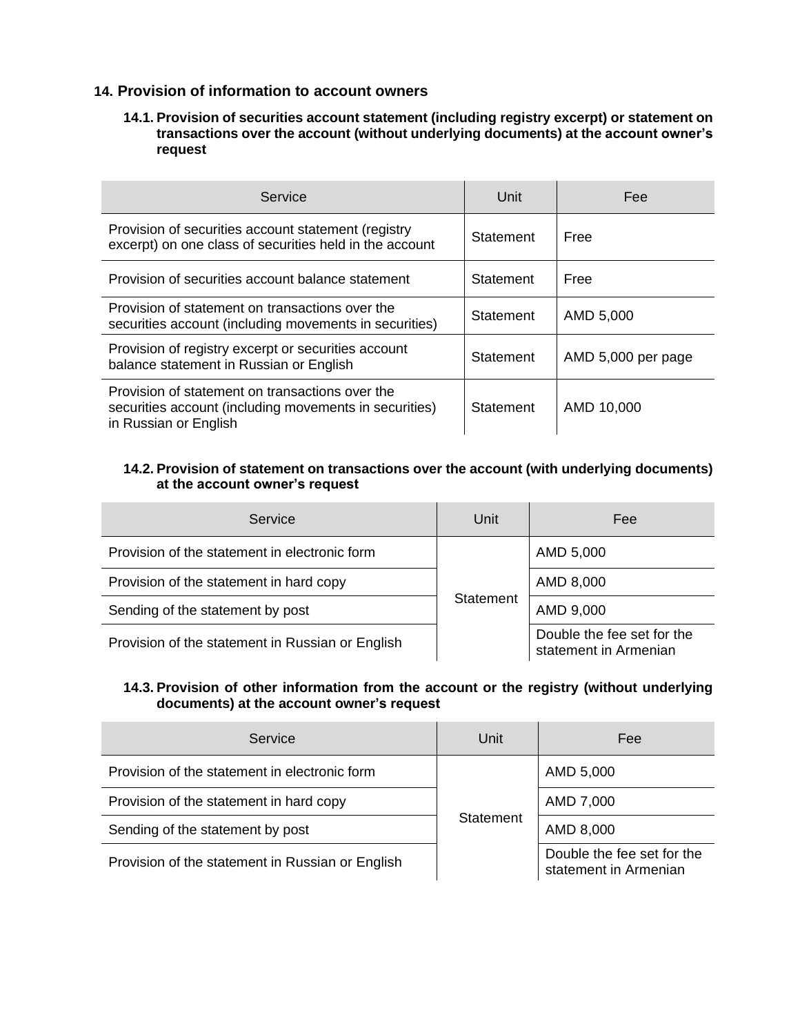## 14. Provision of information to account owners

### 14.1. Provision of securities account statement (including registry excerpt) or statement on transactions over the account (without underlying documents) at the account owner's request

| Service | Unit | Fee |
|---|---|---|
| Provision of securities account statement (registry excerpt) on one class of securities held in the account | Statement | Free |
| Provision of securities account balance statement | Statement | Free |
| Provision of statement on transactions over the securities account (including movements in securities) | Statement | AMD 5,000 |
| Provision of registry excerpt or securities account balance statement in Russian or English | Statement | AMD 5,000 per page |
| Provision of statement on transactions over the securities account (including movements in securities) in Russian or English | Statement | AMD 10,000 |

### 14.2. Provision of statement on transactions over the account (with underlying documents) at the account owner's request

| Service | Unit | Fee |
|---|---|---|
| Provision of the statement in electronic form | Statement | AMD 5,000 |
| Provision of the statement in hard copy | | AMD 8,000 |
| Sending of the statement by post | | AMD 9,000 |
| Provision of the statement in Russian or English | | Double the fee set for the statement in Armenian |

### 14.3. Provision of other information from the account or the registry (without underlying documents) at the account owner's request

| Service | Unit | Fee |
|---|---|---|
| Provision of the statement in electronic form | Statement | AMD 5,000 |
| Provision of the statement in hard copy | | AMD 7,000 |
| Sending of the statement by post | | AMD 8,000 |
| Provision of the statement in Russian or English | | Double the fee set for the statement in Armenian |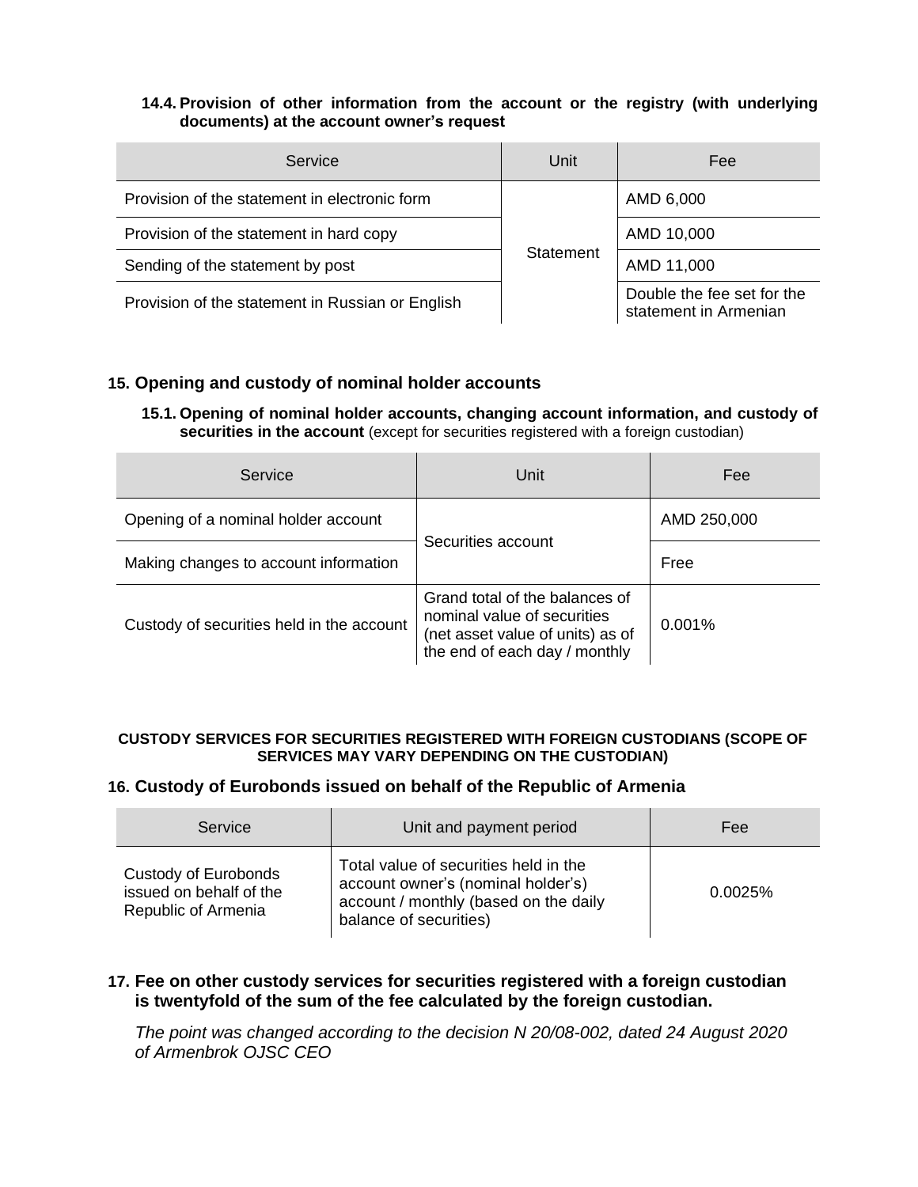**14.4. Provision of other information from the account or the registry (with underlying documents) at the account owner's request**

| Service | Unit | Fee |
| --- | --- | --- |
| Provision of the statement in electronic form | Statement | AMD 6,000 |
| Provision of the statement in hard copy | | AMD 10,000 |
| Sending of the statement by post | | AMD 11,000 |
| Provision of the statement in Russian or English | | Double the fee set for the statement in Armenian |

## 15. Opening and custody of nominal holder accounts

**15.1. Opening of nominal holder accounts, changing account information, and custody of securities in the account** (except for securities registered with a foreign custodian)

| Service | Unit | Fee |
| --- | --- | --- |
| Opening of a nominal holder account | Securities account | AMD 250,000 |
| Making changes to account information | | Free |
| Custody of securities held in the account | Grand total of the balances of nominal value of securities (net asset value of units) as of the end of each day / monthly | 0.001% |

**CUSTODY SERVICES FOR SECURITIES REGISTERED WITH FOREIGN CUSTODIANS (SCOPE OF SERVICES MAY VARY DEPENDING ON THE CUSTODIAN)**

## 16. Custody of Eurobonds issued on behalf of the Republic of Armenia

| Service | Unit and payment period | Fee |
| --- | --- | --- |
| Custody of Eurobonds issued on behalf of the Republic of Armenia | Total value of securities held in the account owner's (nominal holder's) account / monthly (based on the daily balance of securities) | 0.0025% |

## 17. Fee on other custody services for securities registered with a foreign custodian is twentyfold of the sum of the fee calculated by the foreign custodian.

*The point was changed according to the decision N 20/08-002, dated 24 August 2020 of Armenbrok OJSC CEO*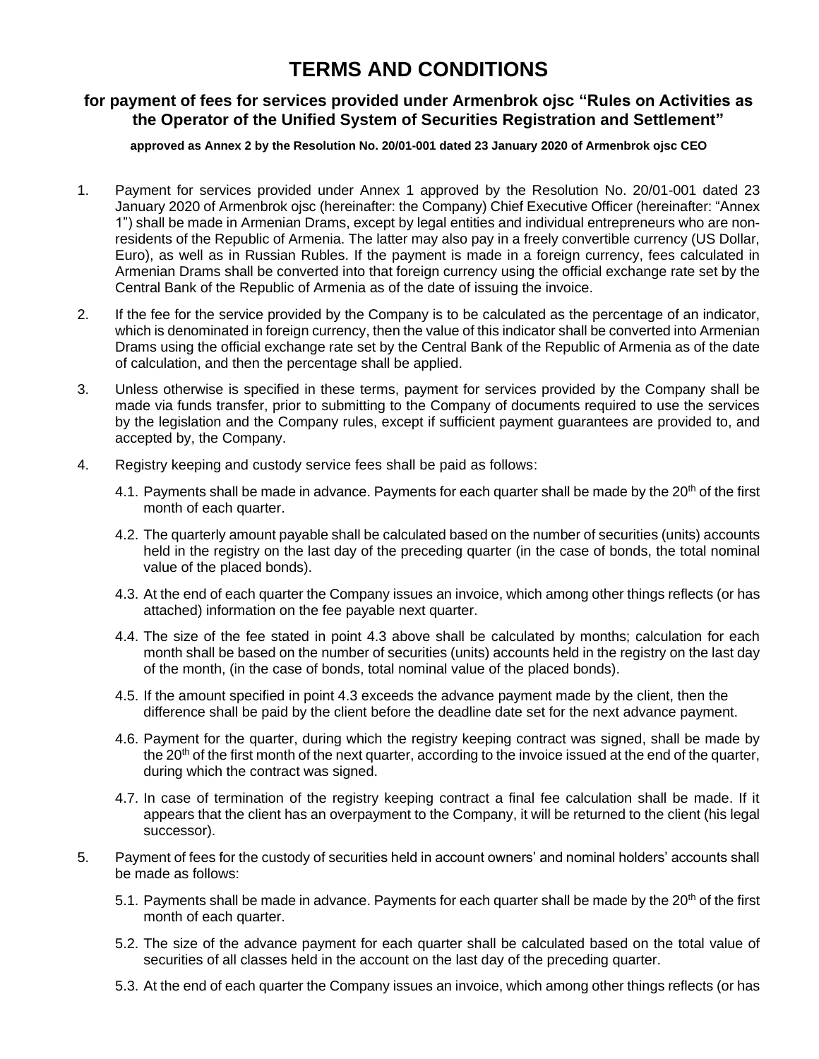# TERMS AND CONDITIONS

## for payment of fees for services provided under Armenbrok ojsc "Rules on Activities as the Operator of the Unified System of Securities Registration and Settlement"

**approved as Annex 2 by the Resolution No. 20/01-001 dated 23 January 2020 of Armenbrok ojsc CEO**

1. Payment for services provided under Annex 1 approved by the Resolution No. 20/01-001 dated 23 January 2020 of Armenbrok ojsc (hereinafter: the Company) Chief Executive Officer (hereinafter: "Annex 1") shall be made in Armenian Drams, except by legal entities and individual entrepreneurs who are non-residents of the Republic of Armenia. The latter may also pay in a freely convertible currency (US Dollar, Euro), as well as in Russian Rubles. If the payment is made in a foreign currency, fees calculated in Armenian Drams shall be converted into that foreign currency using the official exchange rate set by the Central Bank of the Republic of Armenia as of the date of issuing the invoice.

2. If the fee for the service provided by the Company is to be calculated as the percentage of an indicator, which is denominated in foreign currency, then the value of this indicator shall be converted into Armenian Drams using the official exchange rate set by the Central Bank of the Republic of Armenia as of the date of calculation, and then the percentage shall be applied.

3. Unless otherwise is specified in these terms, payment for services provided by the Company shall be made via funds transfer, prior to submitting to the Company of documents required to use the services by the legislation and the Company rules, except if sufficient payment guarantees are provided to, and accepted by, the Company.

4. Registry keeping and custody service fees shall be paid as follows:

   4.1. Payments shall be made in advance. Payments for each quarter shall be made by the 20th of the first month of each quarter.

   4.2. The quarterly amount payable shall be calculated based on the number of securities (units) accounts held in the registry on the last day of the preceding quarter (in the case of bonds, the total nominal value of the placed bonds).

   4.3. At the end of each quarter the Company issues an invoice, which among other things reflects (or has attached) information on the fee payable next quarter.

   4.4. The size of the fee stated in point 4.3 above shall be calculated by months; calculation for each month shall be based on the number of securities (units) accounts held in the registry on the last day of the month, (in the case of bonds, total nominal value of the placed bonds).

   4.5. If the amount specified in point 4.3 exceeds the advance payment made by the client, then the difference shall be paid by the client before the deadline date set for the next advance payment.

   4.6. Payment for the quarter, during which the registry keeping contract was signed, shall be made by the 20th of the first month of the next quarter, according to the invoice issued at the end of the quarter, during which the contract was signed.

   4.7. In case of termination of the registry keeping contract a final fee calculation shall be made. If it appears that the client has an overpayment to the Company, it will be returned to the client (his legal successor).

5. Payment of fees for the custody of securities held in account owners' and nominal holders' accounts shall be made as follows:

   5.1. Payments shall be made in advance. Payments for each quarter shall be made by the 20th of the first month of each quarter.

   5.2. The size of the advance payment for each quarter shall be calculated based on the total value of securities of all classes held in the account on the last day of the preceding quarter.

   5.3. At the end of each quarter the Company issues an invoice, which among other things reflects (or has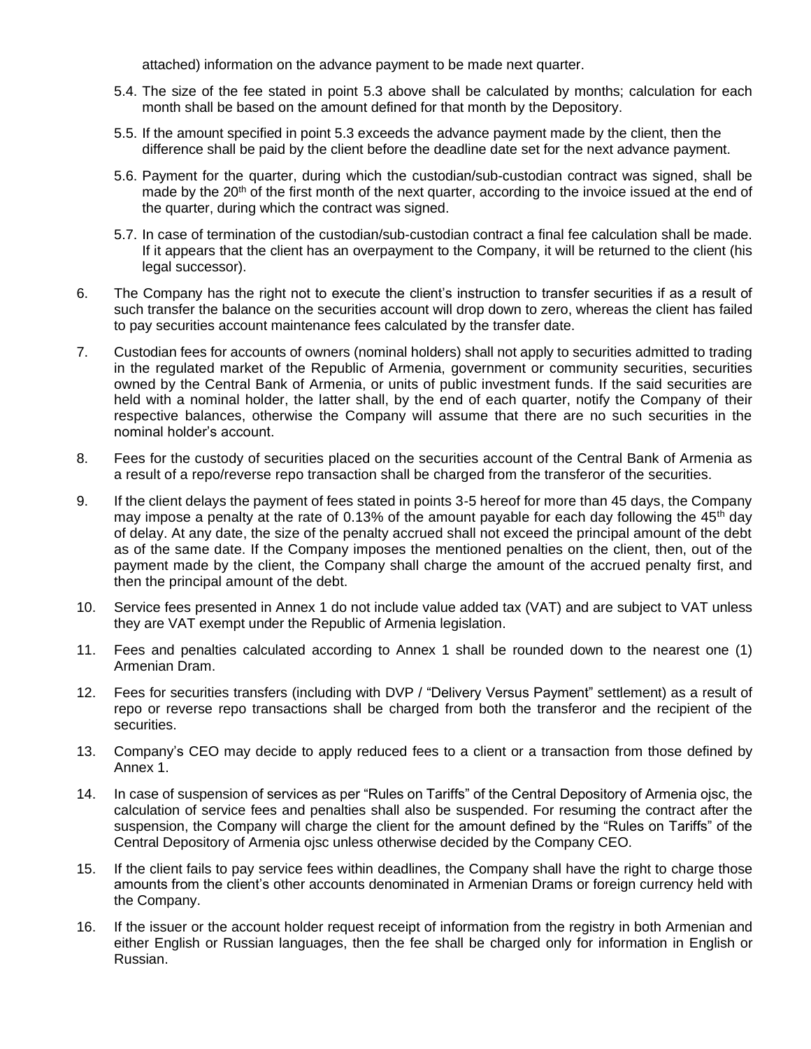attached) information on the advance payment to be made next quarter.

5.4. The size of the fee stated in point 5.3 above shall be calculated by months; calculation for each month shall be based on the amount defined for that month by the Depository.

5.5. If the amount specified in point 5.3 exceeds the advance payment made by the client, then the difference shall be paid by the client before the deadline date set for the next advance payment.

5.6. Payment for the quarter, during which the custodian/sub-custodian contract was signed, shall be made by the 20th of the first month of the next quarter, according to the invoice issued at the end of the quarter, during which the contract was signed.

5.7. In case of termination of the custodian/sub-custodian contract a final fee calculation shall be made. If it appears that the client has an overpayment to the Company, it will be returned to the client (his legal successor).

6. The Company has the right not to execute the client's instruction to transfer securities if as a result of such transfer the balance on the securities account will drop down to zero, whereas the client has failed to pay securities account maintenance fees calculated by the transfer date.

7. Custodian fees for accounts of owners (nominal holders) shall not apply to securities admitted to trading in the regulated market of the Republic of Armenia, government or community securities, securities owned by the Central Bank of Armenia, or units of public investment funds. If the said securities are held with a nominal holder, the latter shall, by the end of each quarter, notify the Company of their respective balances, otherwise the Company will assume that there are no such securities in the nominal holder's account.

8. Fees for the custody of securities placed on the securities account of the Central Bank of Armenia as a result of a repo/reverse repo transaction shall be charged from the transferor of the securities.

9. If the client delays the payment of fees stated in points 3-5 hereof for more than 45 days, the Company may impose a penalty at the rate of 0.13% of the amount payable for each day following the 45th day of delay. At any date, the size of the penalty accrued shall not exceed the principal amount of the debt as of the same date. If the Company imposes the mentioned penalties on the client, then, out of the payment made by the client, the Company shall charge the amount of the accrued penalty first, and then the principal amount of the debt.

10. Service fees presented in Annex 1 do not include value added tax (VAT) and are subject to VAT unless they are VAT exempt under the Republic of Armenia legislation.

11. Fees and penalties calculated according to Annex 1 shall be rounded down to the nearest one (1) Armenian Dram.

12. Fees for securities transfers (including with DVP / "Delivery Versus Payment" settlement) as a result of repo or reverse repo transactions shall be charged from both the transferor and the recipient of the securities.

13. Company's CEO may decide to apply reduced fees to a client or a transaction from those defined by Annex 1.

14. In case of suspension of services as per "Rules on Tariffs" of the Central Depository of Armenia ojsc, the calculation of service fees and penalties shall also be suspended. For resuming the contract after the suspension, the Company will charge the client for the amount defined by the "Rules on Tariffs" of the Central Depository of Armenia ojsc unless otherwise decided by the Company CEO.

15. If the client fails to pay service fees within deadlines, the Company shall have the right to charge those amounts from the client's other accounts denominated in Armenian Drams or foreign currency held with the Company.

16. If the issuer or the account holder request receipt of information from the registry in both Armenian and either English or Russian languages, then the fee shall be charged only for information in English or Russian.